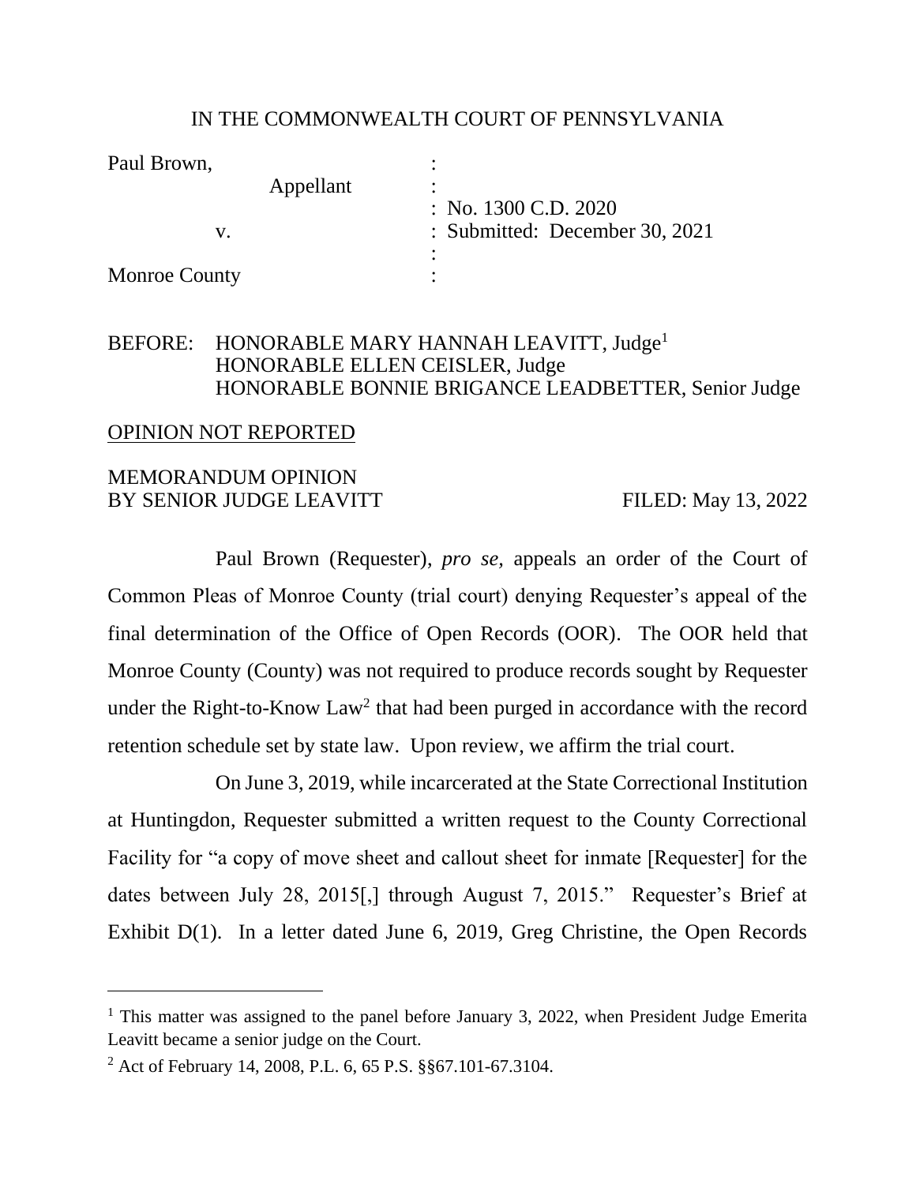IN THE COMMONWEALTH COURT OF PENNSYLVANIA

| | | |
|---|---|---|
| Paul Brown, | : | |
| Appellant | : | |
| | : | No. 1300 C.D. 2020 |
| v. | : | Submitted: December 30, 2021 |
| | : | |
| Monroe County | : | |

BEFORE: HONORABLE MARY HANNAH LEAVITT, Judge[1]
HONORABLE ELLEN CEISLER, Judge
HONORABLE BONNIE BRIGANCE LEADBETTER, Senior Judge

OPINION NOT REPORTED

MEMORANDUM OPINION
BY SENIOR JUDGE LEAVITT FILED: May 13, 2022

Paul Brown (Requester), *pro se,* appeals an order of the Court of Common Pleas of Monroe County (trial court) denying Requester's appeal of the final determination of the Office of Open Records (OOR). The OOR held that Monroe County (County) was not required to produce records sought by Requester under the Right-to-Know Law[2] that had been purged in accordance with the record retention schedule set by state law. Upon review, we affirm the trial court.

On June 3, 2019, while incarcerated at the State Correctional Institution at Huntingdon, Requester submitted a written request to the County Correctional Facility for "a copy of move sheet and callout sheet for inmate [Requester] for the dates between July 28, 2015[,] through August 7, 2015." Requester's Brief at Exhibit D(1). In a letter dated June 6, 2019, Greg Christine, the Open Records

---

[1] This matter was assigned to the panel before January 3, 2022, when President Judge Emerita Leavitt became a senior judge on the Court.

[2] Act of February 14, 2008, P.L. 6, 65 P.S. §§67.101-67.3104.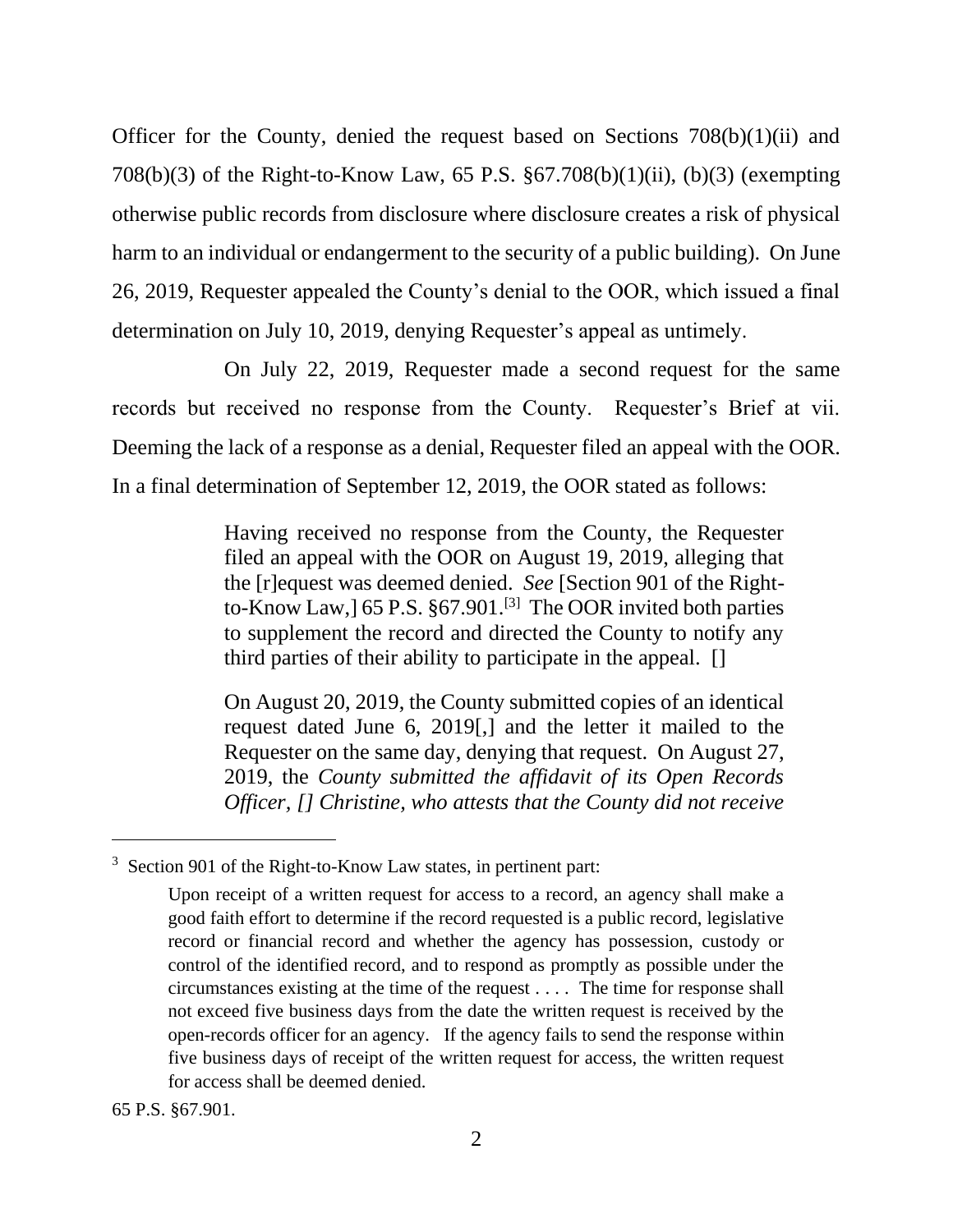Officer for the County, denied the request based on Sections 708(b)(1)(ii) and 708(b)(3) of the Right-to-Know Law, 65 P.S. §67.708(b)(1)(ii), (b)(3) (exempting otherwise public records from disclosure where disclosure creates a risk of physical harm to an individual or endangerment to the security of a public building). On June 26, 2019, Requester appealed the County's denial to the OOR, which issued a final determination on July 10, 2019, denying Requester's appeal as untimely.

On July 22, 2019, Requester made a second request for the same records but received no response from the County. Requester's Brief at vii. Deeming the lack of a response as a denial, Requester filed an appeal with the OOR. In a final determination of September 12, 2019, the OOR stated as follows:

> Having received no response from the County, the Requester filed an appeal with the OOR on August 19, 2019, alleging that the [r]equest was deemed denied. *See* [Section 901 of the Right-to-Know Law,] 65 P.S. §67.901.[3] The OOR invited both parties to supplement the record and directed the County to notify any third parties of their ability to participate in the appeal. []
>
> On August 20, 2019, the County submitted copies of an identical request dated June 6, 2019[,] and the letter it mailed to the Requester on the same day, denying that request. On August 27, 2019, the *County submitted the affidavit of its Open Records Officer, [] Christine, who attests that the County did not receive*

---

[3] Section 901 of the Right-to-Know Law states, in pertinent part:

> Upon receipt of a written request for access to a record, an agency shall make a good faith effort to determine if the record requested is a public record, legislative record or financial record and whether the agency has possession, custody or control of the identified record, and to respond as promptly as possible under the circumstances existing at the time of the request . . . . The time for response shall not exceed five business days from the date the written request is received by the open-records officer for an agency. If the agency fails to send the response within five business days of receipt of the written request for access, the written request for access shall be deemed denied.

65 P.S. §67.901.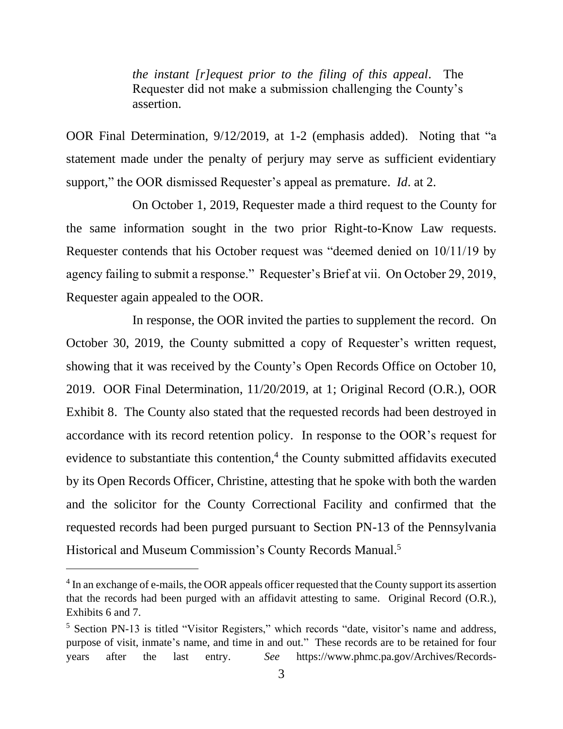> *the instant [r]equest prior to the filing of this appeal*. The Requester did not make a submission challenging the County's assertion.

OOR Final Determination, 9/12/2019, at 1-2 (emphasis added). Noting that "a statement made under the penalty of perjury may serve as sufficient evidentiary support," the OOR dismissed Requester's appeal as premature. *Id*. at 2.

On October 1, 2019, Requester made a third request to the County for the same information sought in the two prior Right-to-Know Law requests. Requester contends that his October request was "deemed denied on 10/11/19 by agency failing to submit a response." Requester's Brief at vii. On October 29, 2019, Requester again appealed to the OOR.

In response, the OOR invited the parties to supplement the record. On October 30, 2019, the County submitted a copy of Requester's written request, showing that it was received by the County's Open Records Office on October 10, 2019. OOR Final Determination, 11/20/2019, at 1; Original Record (O.R.), OOR Exhibit 8. The County also stated that the requested records had been destroyed in accordance with its record retention policy. In response to the OOR's request for evidence to substantiate this contention,[4] the County submitted affidavits executed by its Open Records Officer, Christine, attesting that he spoke with both the warden and the solicitor for the County Correctional Facility and confirmed that the requested records had been purged pursuant to Section PN-13 of the Pennsylvania Historical and Museum Commission's County Records Manual.[5]

---

[4] In an exchange of e-mails, the OOR appeals officer requested that the County support its assertion that the records had been purged with an affidavit attesting to same. Original Record (O.R.), Exhibits 6 and 7.

[5] Section PN-13 is titled "Visitor Registers," which records "date, visitor's name and address, purpose of visit, inmate's name, and time in and out." These records are to be retained for four years after the last entry. *See* https://www.phmc.pa.gov/Archives/Records-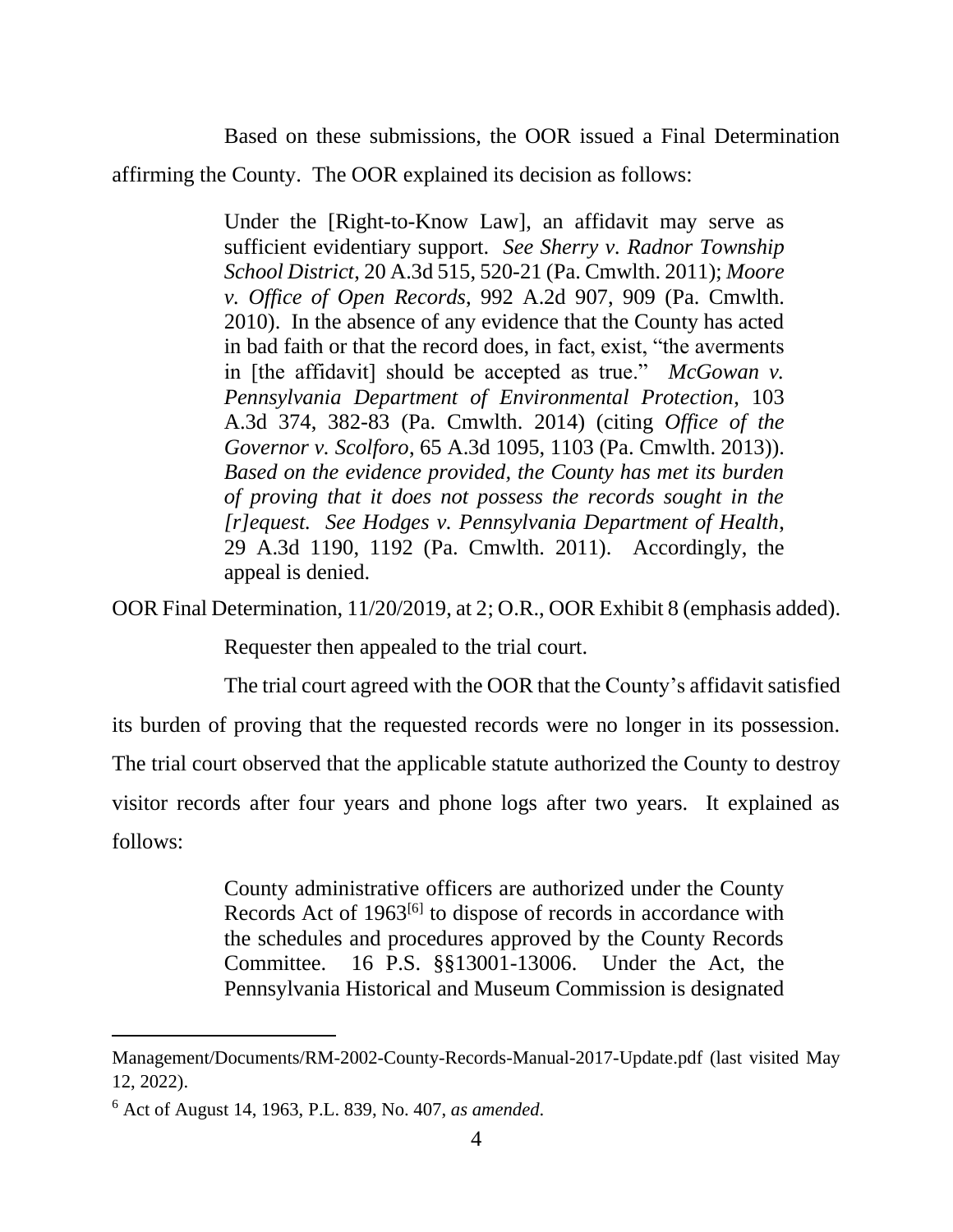Based on these submissions, the OOR issued a Final Determination affirming the County. The OOR explained its decision as follows:

> Under the [Right-to-Know Law], an affidavit may serve as sufficient evidentiary support. *See Sherry v. Radnor Township School District*, 20 A.3d 515, 520-21 (Pa. Cmwlth. 2011); *Moore v. Office of Open Records*, 992 A.2d 907, 909 (Pa. Cmwlth. 2010). In the absence of any evidence that the County has acted in bad faith or that the record does, in fact, exist, "the averments in [the affidavit] should be accepted as true." *McGowan v. Pennsylvania Department of Environmental Protection*, 103 A.3d 374, 382-83 (Pa. Cmwlth. 2014) (citing *Office of the Governor v. Scolforo*, 65 A.3d 1095, 1103 (Pa. Cmwlth. 2013)). *Based on the evidence provided, the County has met its burden of proving that it does not possess the records sought in the [r]equest. See Hodges v. Pennsylvania Department of Health*, 29 A.3d 1190, 1192 (Pa. Cmwlth. 2011). Accordingly, the appeal is denied.

OOR Final Determination, 11/20/2019, at 2; O.R., OOR Exhibit 8 (emphasis added).

Requester then appealed to the trial court.

The trial court agreed with the OOR that the County's affidavit satisfied its burden of proving that the requested records were no longer in its possession. The trial court observed that the applicable statute authorized the County to destroy visitor records after four years and phone logs after two years. It explained as follows:

> County administrative officers are authorized under the County Records Act of 1963[6] to dispose of records in accordance with the schedules and procedures approved by the County Records Committee. 16 P.S. §§13001-13006. Under the Act, the Pennsylvania Historical and Museum Commission is designated

---

Management/Documents/RM-2002-County-Records-Manual-2017-Update.pdf (last visited May 12, 2022).

[6] Act of August 14, 1963, P.L. 839, No. 407, *as amended*.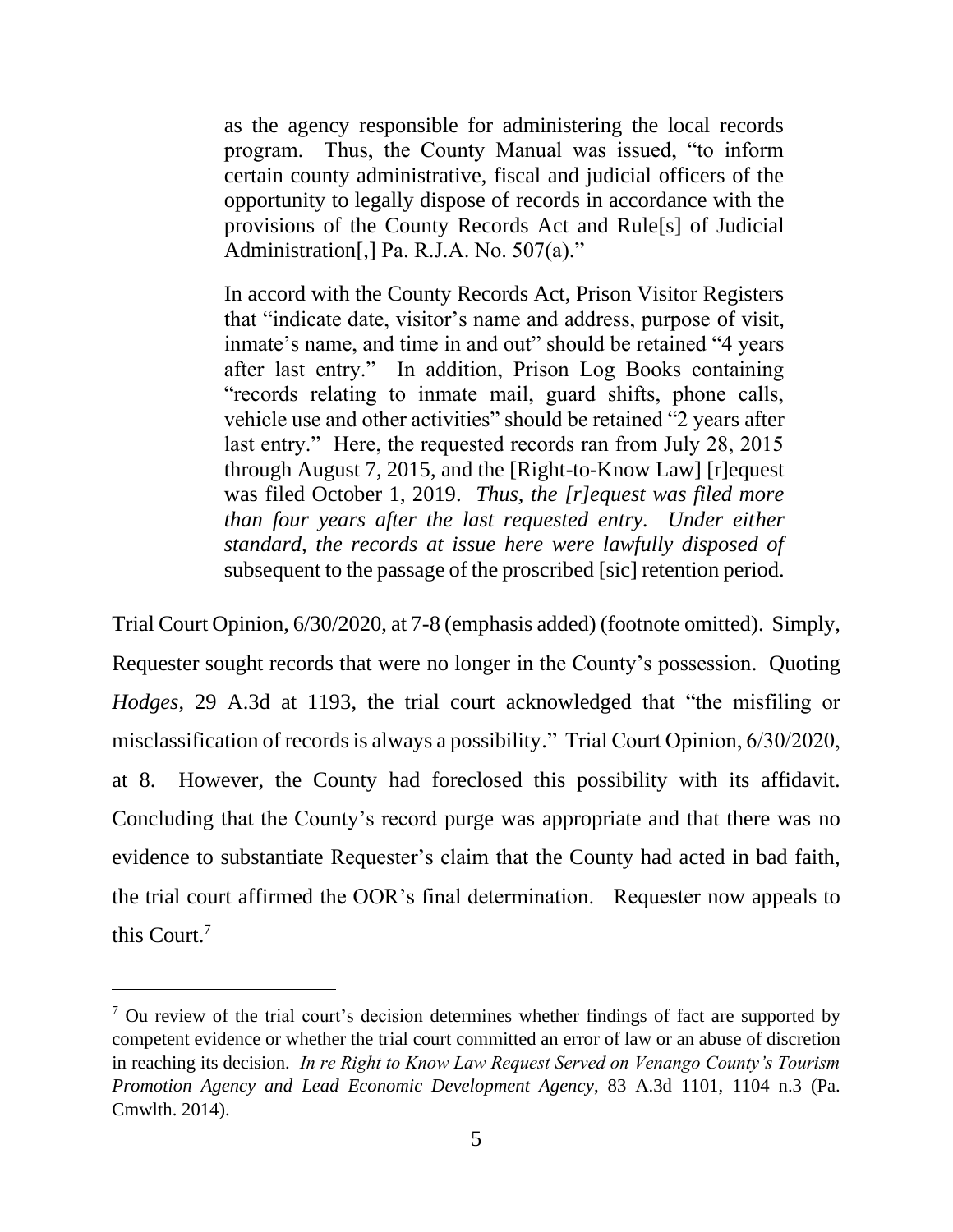> as the agency responsible for administering the local records program. Thus, the County Manual was issued, "to inform certain county administrative, fiscal and judicial officers of the opportunity to legally dispose of records in accordance with the provisions of the County Records Act and Rule[s] of Judicial Administration[,] Pa. R.J.A. No. 507(a)."
>
> In accord with the County Records Act, Prison Visitor Registers that "indicate date, visitor's name and address, purpose of visit, inmate's name, and time in and out" should be retained "4 years after last entry." In addition, Prison Log Books containing "records relating to inmate mail, guard shifts, phone calls, vehicle use and other activities" should be retained "2 years after last entry." Here, the requested records ran from July 28, 2015 through August 7, 2015, and the [Right-to-Know Law] [r]equest was filed October 1, 2019. *Thus, the [r]equest was filed more than four years after the last requested entry. Under either standard, the records at issue here were lawfully disposed of* subsequent to the passage of the proscribed [sic] retention period.

Trial Court Opinion, 6/30/2020, at 7-8 (emphasis added) (footnote omitted). Simply, Requester sought records that were no longer in the County's possession. Quoting *Hodges*, 29 A.3d at 1193, the trial court acknowledged that "the misfiling or misclassification of records is always a possibility." Trial Court Opinion, 6/30/2020, at 8. However, the County had foreclosed this possibility with its affidavit. Concluding that the County's record purge was appropriate and that there was no evidence to substantiate Requester's claim that the County had acted in bad faith, the trial court affirmed the OOR's final determination. Requester now appeals to this Court.[7]

---

[7] Ou review of the trial court's decision determines whether findings of fact are supported by competent evidence or whether the trial court committed an error of law or an abuse of discretion in reaching its decision. *In re Right to Know Law Request Served on Venango County's Tourism Promotion Agency and Lead Economic Development Agency*, 83 A.3d 1101, 1104 n.3 (Pa. Cmwlth. 2014).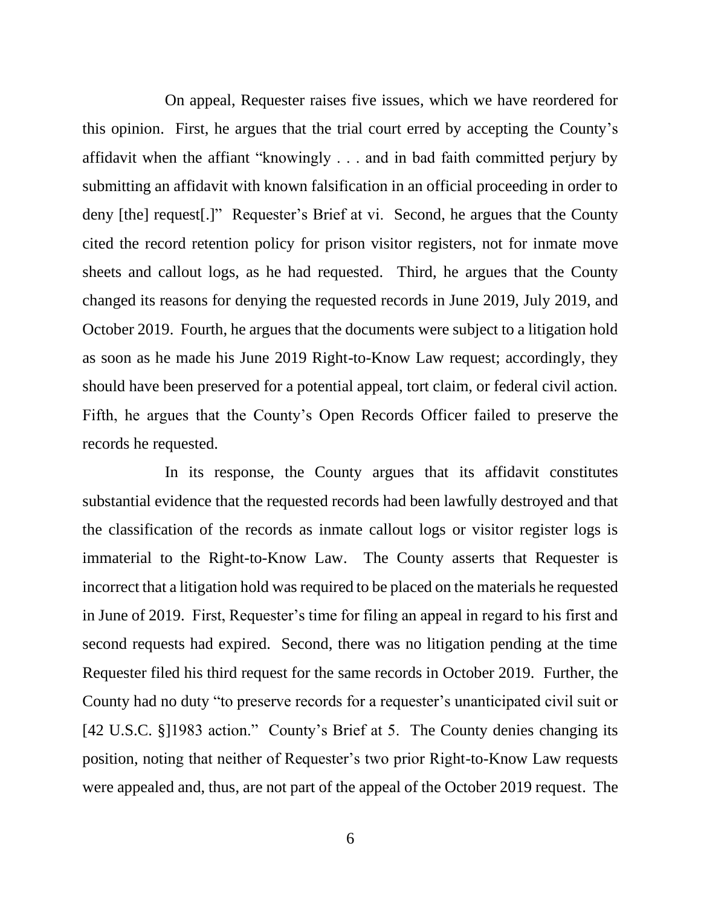On appeal, Requester raises five issues, which we have reordered for this opinion. First, he argues that the trial court erred by accepting the County's affidavit when the affiant "knowingly . . . and in bad faith committed perjury by submitting an affidavit with known falsification in an official proceeding in order to deny [the] request[.]" Requester's Brief at vi. Second, he argues that the County cited the record retention policy for prison visitor registers, not for inmate move sheets and callout logs, as he had requested. Third, he argues that the County changed its reasons for denying the requested records in June 2019, July 2019, and October 2019. Fourth, he argues that the documents were subject to a litigation hold as soon as he made his June 2019 Right-to-Know Law request; accordingly, they should have been preserved for a potential appeal, tort claim, or federal civil action. Fifth, he argues that the County's Open Records Officer failed to preserve the records he requested.

In its response, the County argues that its affidavit constitutes substantial evidence that the requested records had been lawfully destroyed and that the classification of the records as inmate callout logs or visitor register logs is immaterial to the Right-to-Know Law. The County asserts that Requester is incorrect that a litigation hold was required to be placed on the materials he requested in June of 2019. First, Requester's time for filing an appeal in regard to his first and second requests had expired. Second, there was no litigation pending at the time Requester filed his third request for the same records in October 2019. Further, the County had no duty "to preserve records for a requester's unanticipated civil suit or [42 U.S.C. §]1983 action." County's Brief at 5. The County denies changing its position, noting that neither of Requester's two prior Right-to-Know Law requests were appealed and, thus, are not part of the appeal of the October 2019 request. The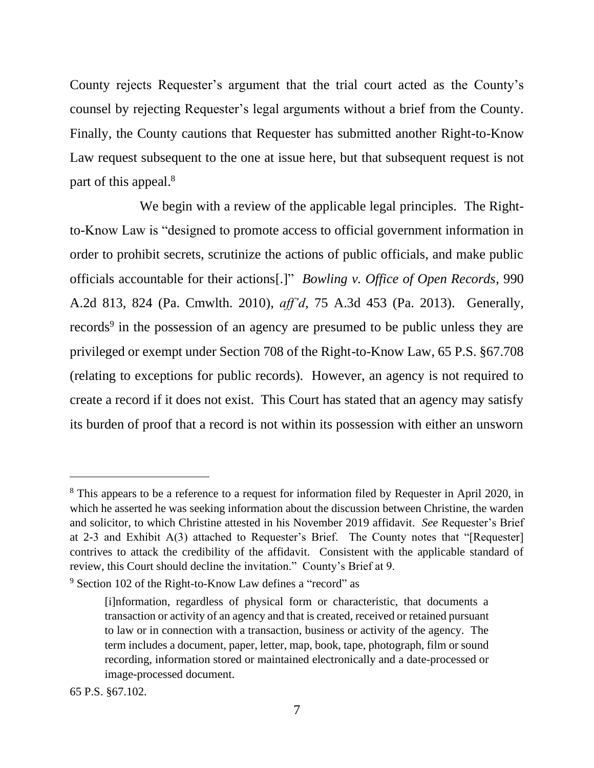County rejects Requester's argument that the trial court acted as the County's counsel by rejecting Requester's legal arguments without a brief from the County. Finally, the County cautions that Requester has submitted another Right-to-Know Law request subsequent to the one at issue here, but that subsequent request is not part of this appeal.[8]

We begin with a review of the applicable legal principles. The Right-to-Know Law is "designed to promote access to official government information in order to prohibit secrets, scrutinize the actions of public officials, and make public officials accountable for their actions[.]" *Bowling v. Office of Open Records*, 990 A.2d 813, 824 (Pa. Cmwlth. 2010), *aff'd*, 75 A.3d 453 (Pa. 2013). Generally, records[9] in the possession of an agency are presumed to be public unless they are privileged or exempt under Section 708 of the Right-to-Know Law, 65 P.S. §67.708 (relating to exceptions for public records). However, an agency is not required to create a record if it does not exist. This Court has stated that an agency may satisfy its burden of proof that a record is not within its possession with either an unsworn

---

[8] This appears to be a reference to a request for information filed by Requester in April 2020, in which he asserted he was seeking information about the discussion between Christine, the warden and solicitor, to which Christine attested in his November 2019 affidavit. *See* Requester's Brief at 2-3 and Exhibit A(3) attached to Requester's Brief. The County notes that "[Requester] contrives to attack the credibility of the affidavit. Consistent with the applicable standard of review, this Court should decline the invitation." County's Brief at 9.

[9] Section 102 of the Right-to-Know Law defines a "record" as

> [i]nformation, regardless of physical form or characteristic, that documents a transaction or activity of an agency and that is created, received or retained pursuant to law or in connection with a transaction, business or activity of the agency. The term includes a document, paper, letter, map, book, tape, photograph, film or sound recording, information stored or maintained electronically and a date-processed or image-processed document.

65 P.S. §67.102.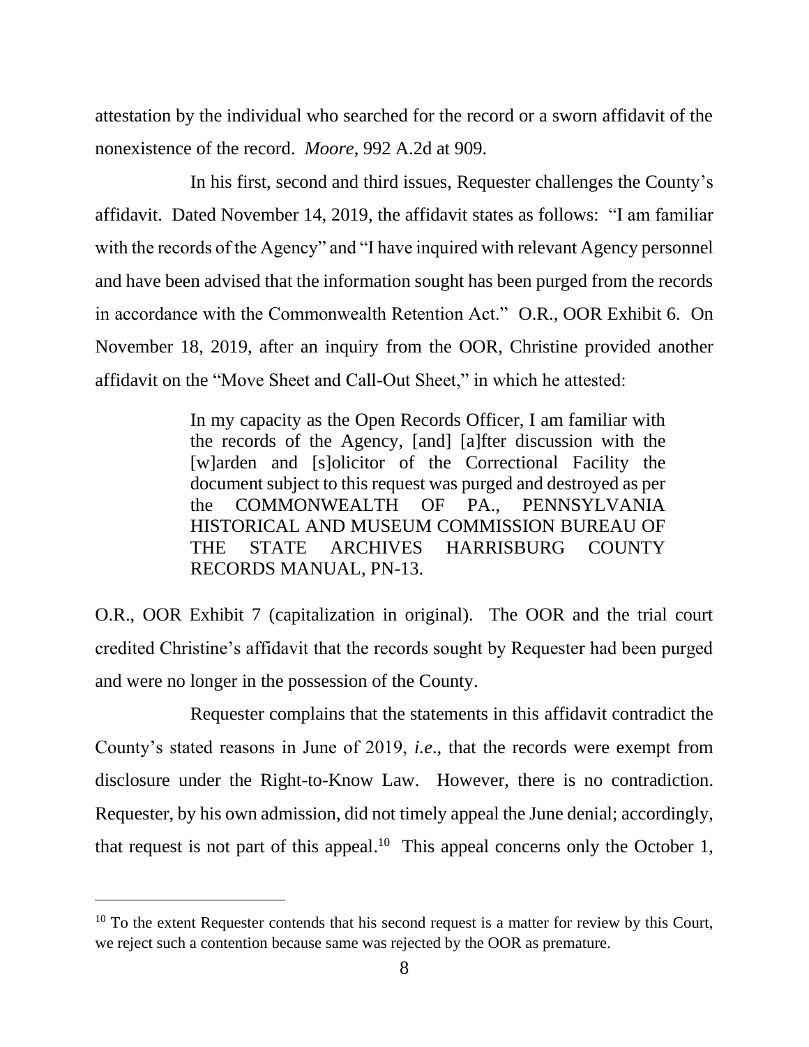attestation by the individual who searched for the record or a sworn affidavit of the nonexistence of the record. *Moore*, 992 A.2d at 909.

In his first, second and third issues, Requester challenges the County's affidavit. Dated November 14, 2019, the affidavit states as follows: "I am familiar with the records of the Agency" and "I have inquired with relevant Agency personnel and have been advised that the information sought has been purged from the records in accordance with the Commonwealth Retention Act." O.R., OOR Exhibit 6. On November 18, 2019, after an inquiry from the OOR, Christine provided another affidavit on the "Move Sheet and Call-Out Sheet," in which he attested:

> In my capacity as the Open Records Officer, I am familiar with the records of the Agency, [and] [a]fter discussion with the [w]arden and [s]olicitor of the Correctional Facility the document subject to this request was purged and destroyed as per the COMMONWEALTH OF PA., PENNSYLVANIA HISTORICAL AND MUSEUM COMMISSION BUREAU OF THE STATE ARCHIVES HARRISBURG COUNTY RECORDS MANUAL, PN-13.

O.R., OOR Exhibit 7 (capitalization in original). The OOR and the trial court credited Christine's affidavit that the records sought by Requester had been purged and were no longer in the possession of the County.

Requester complains that the statements in this affidavit contradict the County's stated reasons in June of 2019, *i.e*., that the records were exempt from disclosure under the Right-to-Know Law. However, there is no contradiction. Requester, by his own admission, did not timely appeal the June denial; accordingly, that request is not part of this appeal.[10] This appeal concerns only the October 1,

---

[10] To the extent Requester contends that his second request is a matter for review by this Court, we reject such a contention because same was rejected by the OOR as premature.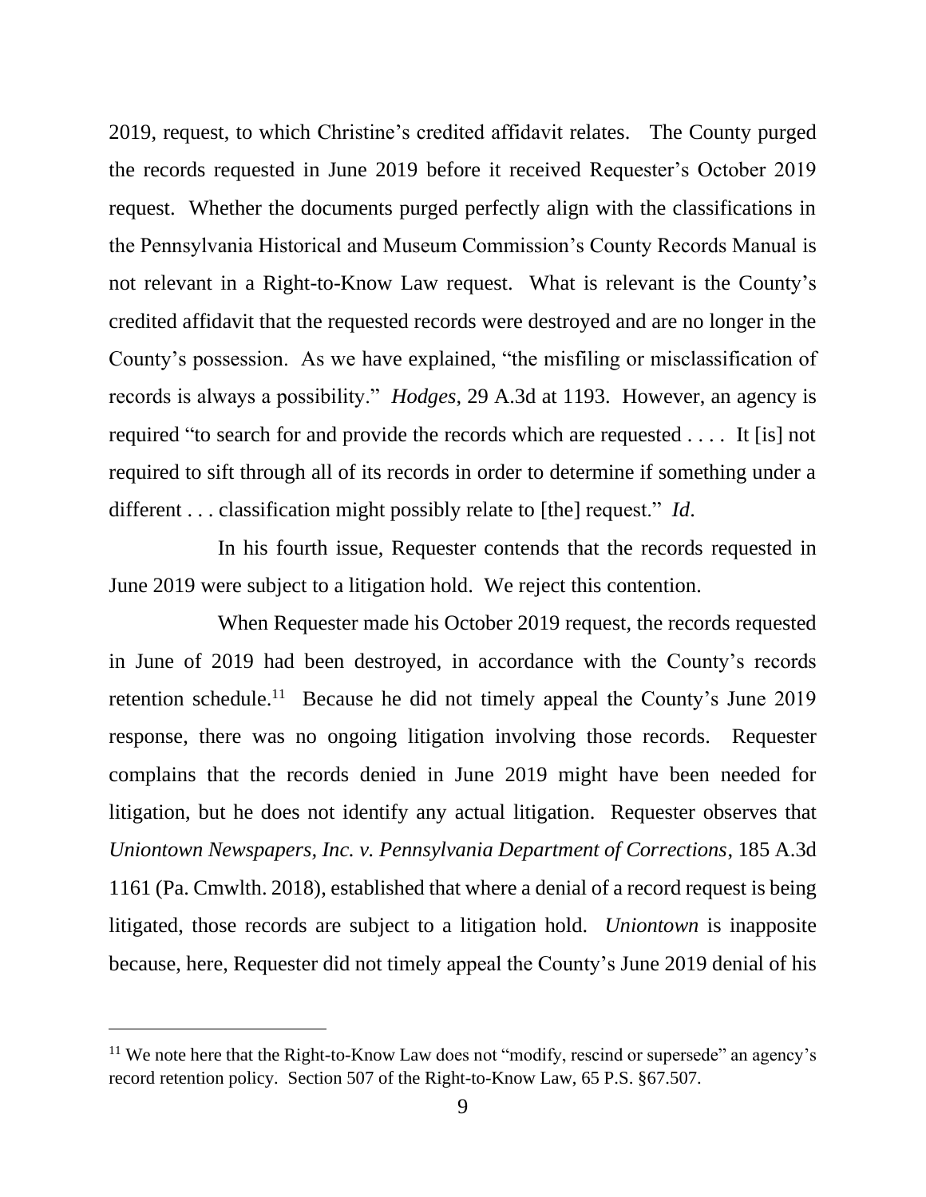2019, request, to which Christine's credited affidavit relates. The County purged the records requested in June 2019 before it received Requester's October 2019 request. Whether the documents purged perfectly align with the classifications in the Pennsylvania Historical and Museum Commission's County Records Manual is not relevant in a Right-to-Know Law request. What is relevant is the County's credited affidavit that the requested records were destroyed and are no longer in the County's possession. As we have explained, "the misfiling or misclassification of records is always a possibility." *Hodges*, 29 A.3d at 1193. However, an agency is required "to search for and provide the records which are requested . . . . It [is] not required to sift through all of its records in order to determine if something under a different . . . classification might possibly relate to [the] request." *Id*.

In his fourth issue, Requester contends that the records requested in June 2019 were subject to a litigation hold. We reject this contention.

When Requester made his October 2019 request, the records requested in June of 2019 had been destroyed, in accordance with the County's records retention schedule.[11] Because he did not timely appeal the County's June 2019 response, there was no ongoing litigation involving those records. Requester complains that the records denied in June 2019 might have been needed for litigation, but he does not identify any actual litigation. Requester observes that *Uniontown Newspapers, Inc. v. Pennsylvania Department of Corrections*, 185 A.3d 1161 (Pa. Cmwlth. 2018), established that where a denial of a record request is being litigated, those records are subject to a litigation hold. *Uniontown* is inapposite because, here, Requester did not timely appeal the County's June 2019 denial of his

---

[11] We note here that the Right-to-Know Law does not "modify, rescind or supersede" an agency's record retention policy. Section 507 of the Right-to-Know Law, 65 P.S. §67.507.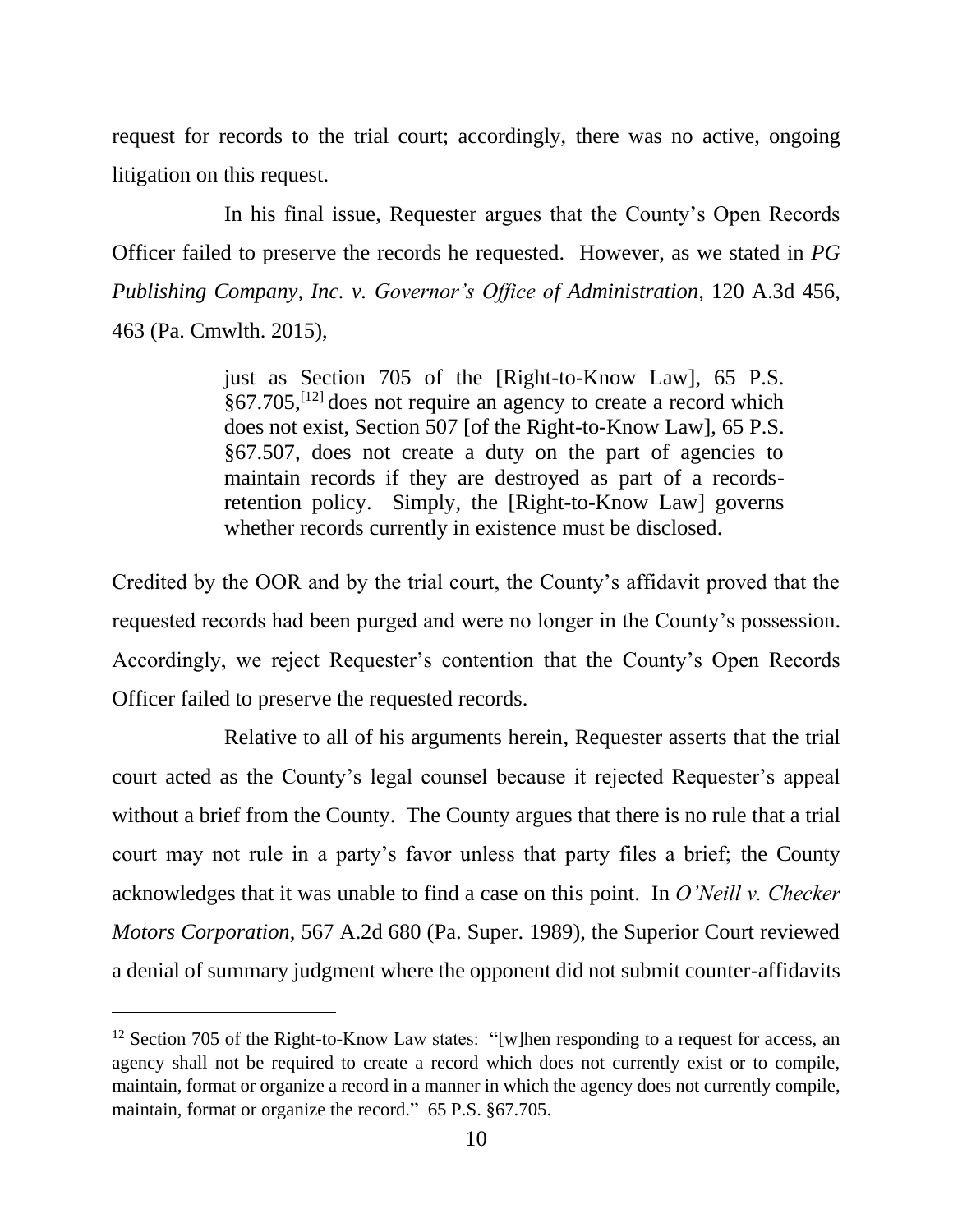request for records to the trial court; accordingly, there was no active, ongoing litigation on this request.

In his final issue, Requester argues that the County's Open Records Officer failed to preserve the records he requested. However, as we stated in *PG Publishing Company, Inc. v. Governor's Office of Administration*, 120 A.3d 456, 463 (Pa. Cmwlth. 2015),

> just as Section 705 of the [Right-to-Know Law], 65 P.S. §67.705,[12] does not require an agency to create a record which does not exist, Section 507 [of the Right-to-Know Law], 65 P.S. §67.507, does not create a duty on the part of agencies to maintain records if they are destroyed as part of a records-retention policy. Simply, the [Right-to-Know Law] governs whether records currently in existence must be disclosed.

Credited by the OOR and by the trial court, the County's affidavit proved that the requested records had been purged and were no longer in the County's possession. Accordingly, we reject Requester's contention that the County's Open Records Officer failed to preserve the requested records.

Relative to all of his arguments herein, Requester asserts that the trial court acted as the County's legal counsel because it rejected Requester's appeal without a brief from the County. The County argues that there is no rule that a trial court may not rule in a party's favor unless that party files a brief; the County acknowledges that it was unable to find a case on this point. In *O'Neill v. Checker Motors Corporation*, 567 A.2d 680 (Pa. Super. 1989), the Superior Court reviewed a denial of summary judgment where the opponent did not submit counter-affidavits

---

[12] Section 705 of the Right-to-Know Law states: "[w]hen responding to a request for access, an agency shall not be required to create a record which does not currently exist or to compile, maintain, format or organize a record in a manner in which the agency does not currently compile, maintain, format or organize the record." 65 P.S. §67.705.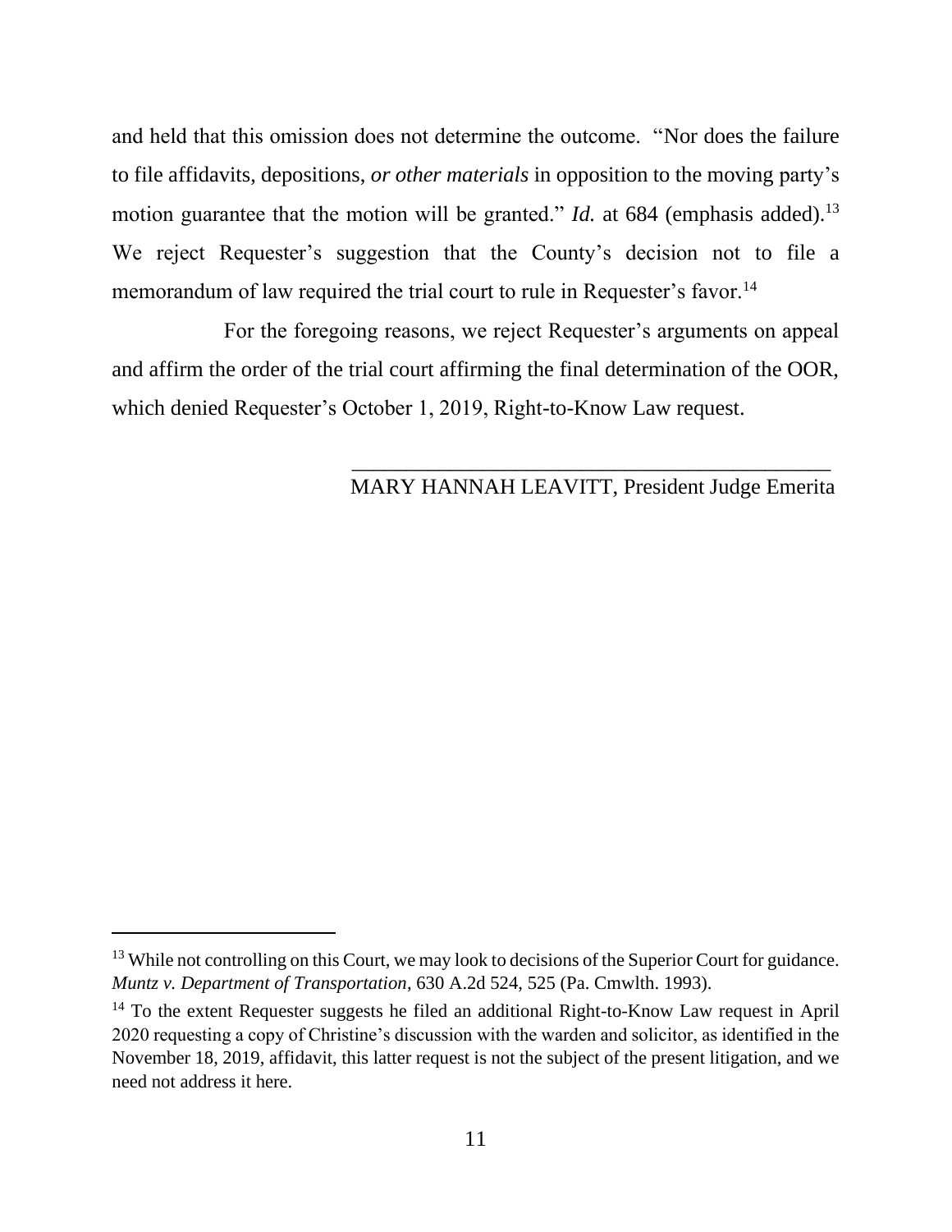and held that this omission does not determine the outcome. "Nor does the failure to file affidavits, depositions, *or other materials* in opposition to the moving party's motion guarantee that the motion will be granted." *Id.* at 684 (emphasis added).[13] We reject Requester's suggestion that the County's decision not to file a memorandum of law required the trial court to rule in Requester's favor.[14]

For the foregoing reasons, we reject Requester's arguments on appeal and affirm the order of the trial court affirming the final determination of the OOR, which denied Requester's October 1, 2019, Right-to-Know Law request.

\_\_\_\_\_\_\_\_\_\_\_\_\_\_\_\_\_\_\_\_\_\_\_\_\_\_\_\_\_\_\_\_\_\_\_\_\_\_\_\_\_\_\_\_\_\_

MARY HANNAH LEAVITT, President Judge Emerita

---

[13] While not controlling on this Court, we may look to decisions of the Superior Court for guidance. *Muntz v. Department of Transportation*, 630 A.2d 524, 525 (Pa. Cmwlth. 1993).

[14] To the extent Requester suggests he filed an additional Right-to-Know Law request in April 2020 requesting a copy of Christine's discussion with the warden and solicitor, as identified in the November 18, 2019, affidavit, this latter request is not the subject of the present litigation, and we need not address it here.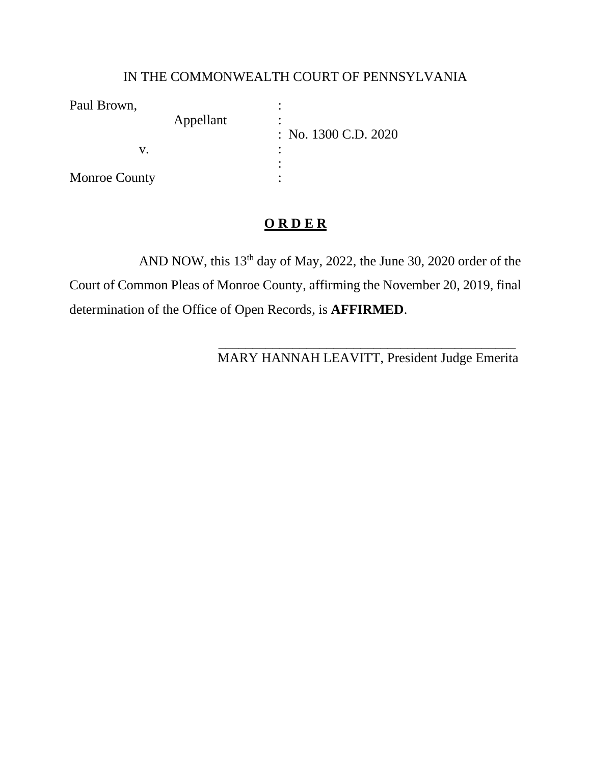IN THE COMMONWEALTH COURT OF PENNSYLVANIA

| | | |
|---|---|---|
| Paul Brown, | : | |
| Appellant | : | |
| | : | No. 1300 C.D. 2020 |
| v. | : | |
| | : | |
| Monroe County | : | |

**O R D E R**

AND NOW, this 13th day of May, 2022, the June 30, 2020 order of the Court of Common Pleas of Monroe County, affirming the November 20, 2019, final determination of the Office of Open Records, is **AFFIRMED**.

\_\_\_\_\_\_\_\_\_\_\_\_\_\_\_\_\_\_\_\_\_\_\_\_\_\_\_\_\_\_\_\_\_\_\_\_\_\_\_\_\_\_\_\_

MARY HANNAH LEAVITT, President Judge Emerita